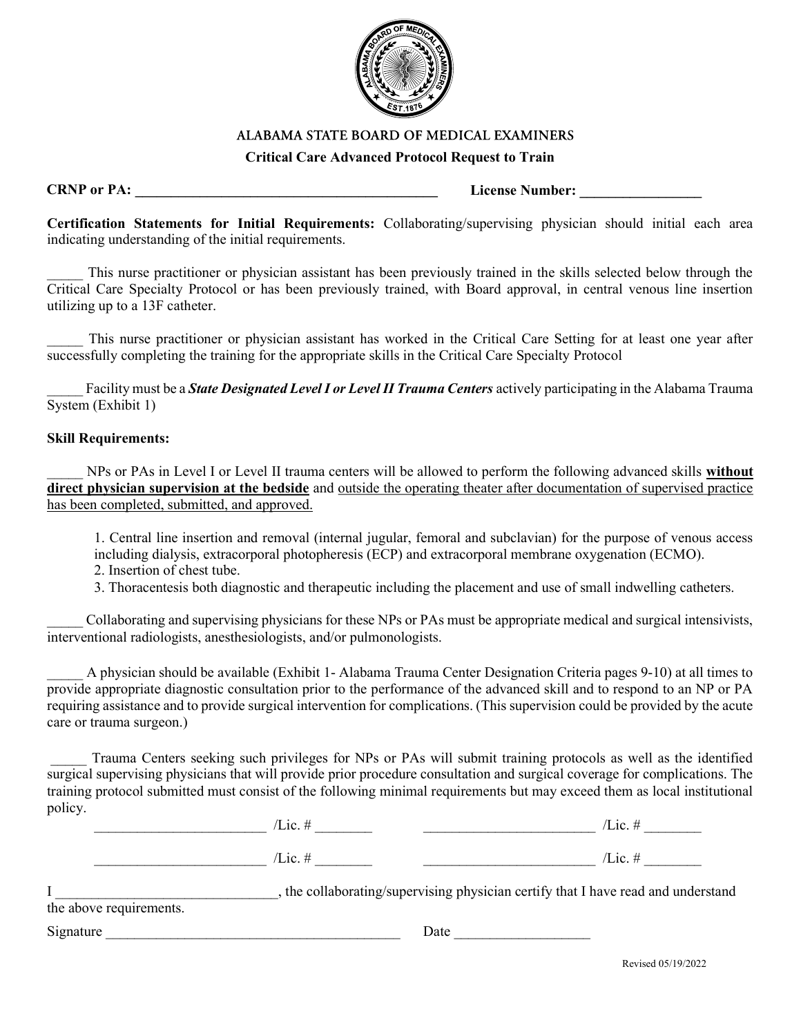# ALABAMA STATE BOARD OF MEDICAL EXAMINERS

## Critical Care Advanced Protocol Request to Train

**CRNP or PA: ___________________________________________** **License Number: _________________**

**Certification Statements for Initial Requirements:** Collaborating/supervising physician should initial each area indicating understanding of the initial requirements.

_____ This nurse practitioner or physician assistant has been previously trained in the skills selected below through the Critical Care Specialty Protocol or has been previously trained, with Board approval, in central venous line insertion utilizing up to a 13F catheter.

_____ This nurse practitioner or physician assistant has worked in the Critical Care Setting for at least one year after successfully completing the training for the appropriate skills in the Critical Care Specialty Protocol

_____ Facility must be a ***State Designated Level I or Level II Trauma Centers*** actively participating in the Alabama Trauma System (Exhibit 1)

**Skill Requirements:**

_____ NPs or PAs in Level I or Level II trauma centers will be allowed to perform the following advanced skills **without direct physician supervision at the bedside** and outside the operating theater after documentation of supervised practice has been completed, submitted, and approved.

1. Central line insertion and removal (internal jugular, femoral and subclavian) for the purpose of venous access including dialysis, extracorporeal photopheresis (ECP) and extracorporeal membrane oxygenation (ECMO).
2. Insertion of chest tube.
3. Thoracentesis both diagnostic and therapeutic including the placement and use of small indwelling catheters.

_____ Collaborating and supervising physicians for these NPs or PAs must be appropriate medical and surgical intensivists, interventional radiologists, anesthesiologists, and/or pulmonologists.

_____ A physician should be available (Exhibit 1- Alabama Trauma Center Designation Criteria pages 9-10) at all times to provide appropriate diagnostic consultation prior to the performance of the advanced skill and to respond to an NP or PA requiring assistance and to provide surgical intervention for complications. (This supervision could be provided by the acute care or trauma surgeon.)

_____ Trauma Centers seeking such privileges for NPs or PAs will submit training protocols as well as the identified surgical supervising physicians that will provide prior procedure consultation and surgical coverage for complications. The training protocol submitted must consist of the following minimal requirements but may exceed them as local institutional policy.

________________________ /Lic. # ________ ________________________ /Lic. # ________

________________________ /Lic. # ________ ________________________ /Lic. # ________

I ______________________________, the collaborating/supervising physician certify that I have read and understand the above requirements.

Signature __________________________________________ Date ___________________

Revised 05/19/2022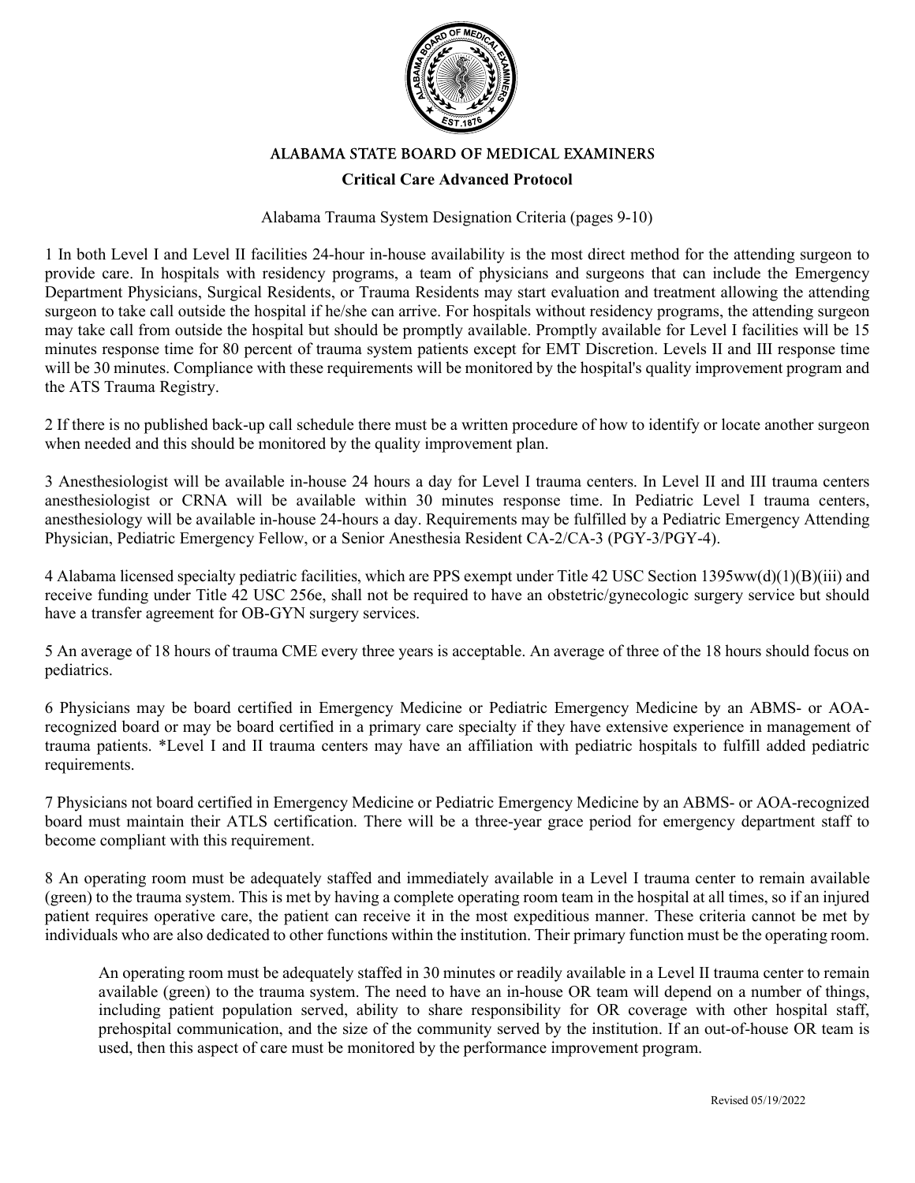# ALABAMA STATE BOARD OF MEDICAL EXAMINERS

**Critical Care Advanced Protocol**

Alabama Trauma System Designation Criteria (pages 9-10)

1 In both Level I and Level II facilities 24-hour in-house availability is the most direct method for the attending surgeon to provide care. In hospitals with residency programs, a team of physicians and surgeons that can include the Emergency Department Physicians, Surgical Residents, or Trauma Residents may start evaluation and treatment allowing the attending surgeon to take call outside the hospital if he/she can arrive. For hospitals without residency programs, the attending surgeon may take call from outside the hospital but should be promptly available. Promptly available for Level I facilities will be 15 minutes response time for 80 percent of trauma system patients except for EMT Discretion. Levels II and III response time will be 30 minutes. Compliance with these requirements will be monitored by the hospital's quality improvement program and the ATS Trauma Registry.

2 If there is no published back-up call schedule there must be a written procedure of how to identify or locate another surgeon when needed and this should be monitored by the quality improvement plan.

3 Anesthesiologist will be available in-house 24 hours a day for Level I trauma centers. In Level II and III trauma centers anesthesiologist or CRNA will be available within 30 minutes response time. In Pediatric Level I trauma centers, anesthesiology will be available in-house 24-hours a day. Requirements may be fulfilled by a Pediatric Emergency Attending Physician, Pediatric Emergency Fellow, or a Senior Anesthesia Resident CA-2/CA-3 (PGY-3/PGY-4).

4 Alabama licensed specialty pediatric facilities, which are PPS exempt under Title 42 USC Section 1395ww(d)(1)(B)(iii) and receive funding under Title 42 USC 256e, shall not be required to have an obstetric/gynecologic surgery service but should have a transfer agreement for OB-GYN surgery services.

5 An average of 18 hours of trauma CME every three years is acceptable. An average of three of the 18 hours should focus on pediatrics.

6 Physicians may be board certified in Emergency Medicine or Pediatric Emergency Medicine by an ABMS- or AOA-recognized board or may be board certified in a primary care specialty if they have extensive experience in management of trauma patients. *Level I and II trauma centers may have an affiliation with pediatric hospitals to fulfill added pediatric requirements.

7 Physicians not board certified in Emergency Medicine or Pediatric Emergency Medicine by an ABMS- or AOA-recognized board must maintain their ATLS certification. There will be a three-year grace period for emergency department staff to become compliant with this requirement.

8 An operating room must be adequately staffed and immediately available in a Level I trauma center to remain available (green) to the trauma system. This is met by having a complete operating room team in the hospital at all times, so if an injured patient requires operative care, the patient can receive it in the most expeditious manner. These criteria cannot be met by individuals who are also dedicated to other functions within the institution. Their primary function must be the operating room.

An operating room must be adequately staffed in 30 minutes or readily available in a Level II trauma center to remain available (green) to the trauma system. The need to have an in-house OR team will depend on a number of things, including patient population served, ability to share responsibility for OR coverage with other hospital staff, prehospital communication, and the size of the community served by the institution. If an out-of-house OR team is used, then this aspect of care must be monitored by the performance improvement program.

Revised 05/19/2022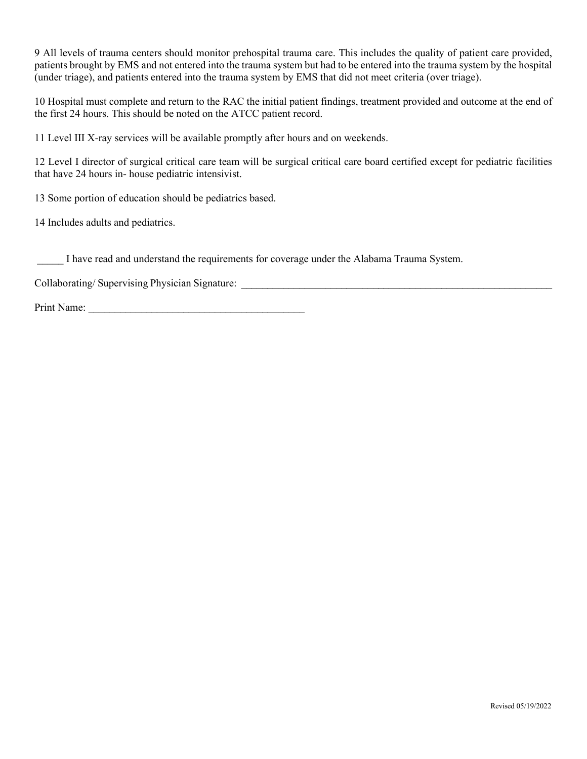9 All levels of trauma centers should monitor prehospital trauma care. This includes the quality of patient care provided, patients brought by EMS and not entered into the trauma system but had to be entered into the trauma system by the hospital (under triage), and patients entered into the trauma system by EMS that did not meet criteria (over triage).

10 Hospital must complete and return to the RAC the initial patient findings, treatment provided and outcome at the end of the first 24 hours. This should be noted on the ATCC patient record.

11 Level III X-ray services will be available promptly after hours and on weekends.

12 Level I director of surgical critical care team will be surgical critical care board certified except for pediatric facilities that have 24 hours in- house pediatric intensivist.

13 Some portion of education should be pediatrics based.

14 Includes adults and pediatrics.

_____ I have read and understand the requirements for coverage under the Alabama Trauma System.

Collaborating/ Supervising Physician Signature: _______________________________________________________________

Print Name: ___________________________________________

Revised 05/19/2022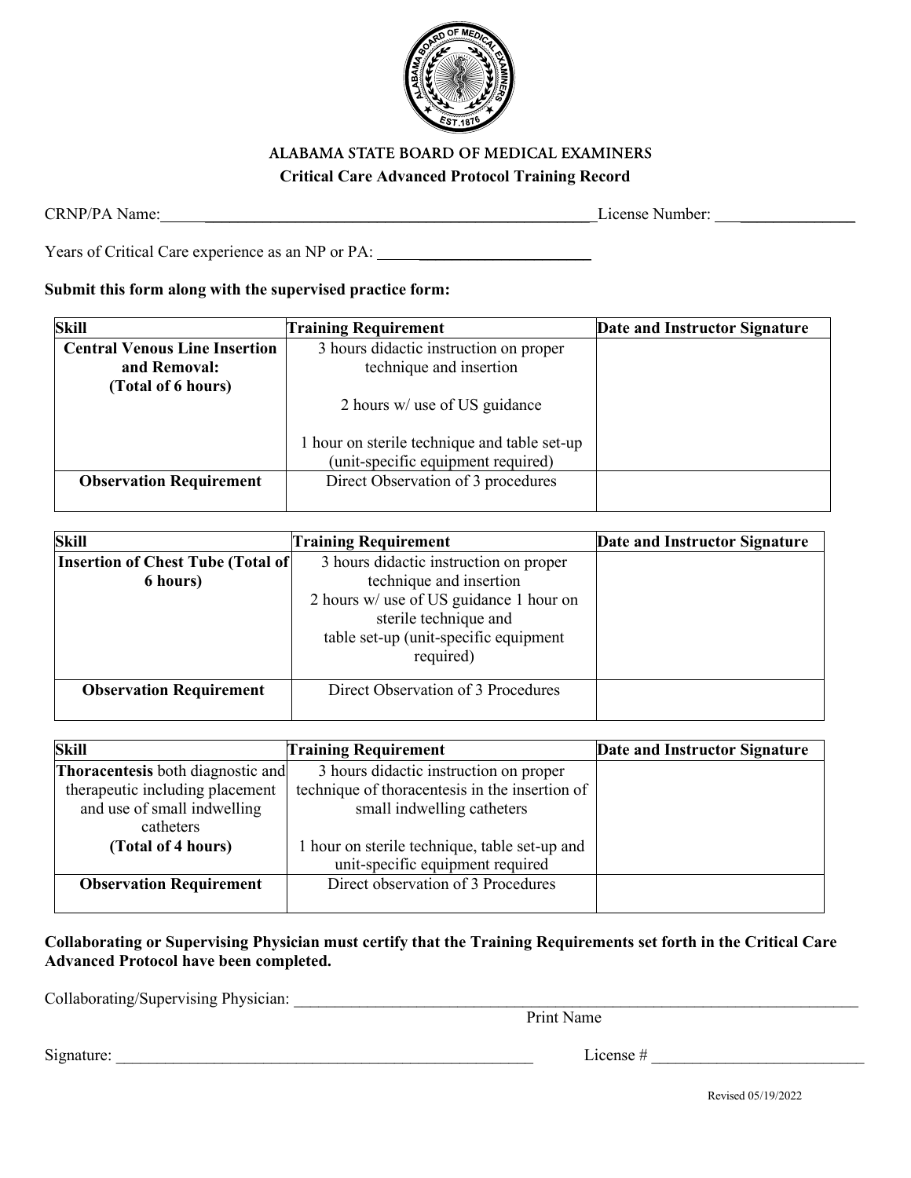# ALABAMA STATE BOARD OF MEDICAL EXAMINERS

## Critical Care Advanced Protocol Training Record

CRNP/PA Name: ______________________________ License Number: ______________

Years of Critical Care experience as an NP or PA: ______________________

**Submit this form along with the supervised practice form:**

| Skill | Training Requirement | Date and Instructor Signature |
|---|---|---|
| **Central Venous Line Insertion and Removal: (Total of 6 hours)** | 3 hours didactic instruction on proper technique and insertion<br><br>2 hours w/ use of US guidance<br><br>1 hour on sterile technique and table set-up (unit-specific equipment required) | |
| **Observation Requirement** | Direct Observation of 3 procedures | |

| Skill | Training Requirement | Date and Instructor Signature |
|---|---|---|
| **Insertion of Chest Tube (Total of 6 hours)** | 3 hours didactic instruction on proper technique and insertion<br>2 hours w/ use of US guidance 1 hour on sterile technique and<br>table set-up (unit-specific equipment required) | |
| **Observation Requirement** | Direct Observation of 3 Procedures | |

| Skill | Training Requirement | Date and Instructor Signature |
|---|---|---|
| **Thoracentesis** both diagnostic and therapeutic including placement and use of small indwelling catheters<br>**(Total of 4 hours)** | 3 hours didactic instruction on proper technique of thoracentesis in the insertion of small indwelling catheters<br><br>1 hour on sterile technique, table set-up and unit-specific equipment required | |
| **Observation Requirement** | Direct observation of 3 Procedures | |

**Collaborating or Supervising Physician must certify that the Training Requirements set forth in the Critical Care Advanced Protocol have been completed.**

Collaborating/Supervising Physician: ______________________________________________
Print Name

Signature: ______________________________ License # ______________________

Revised 05/19/2022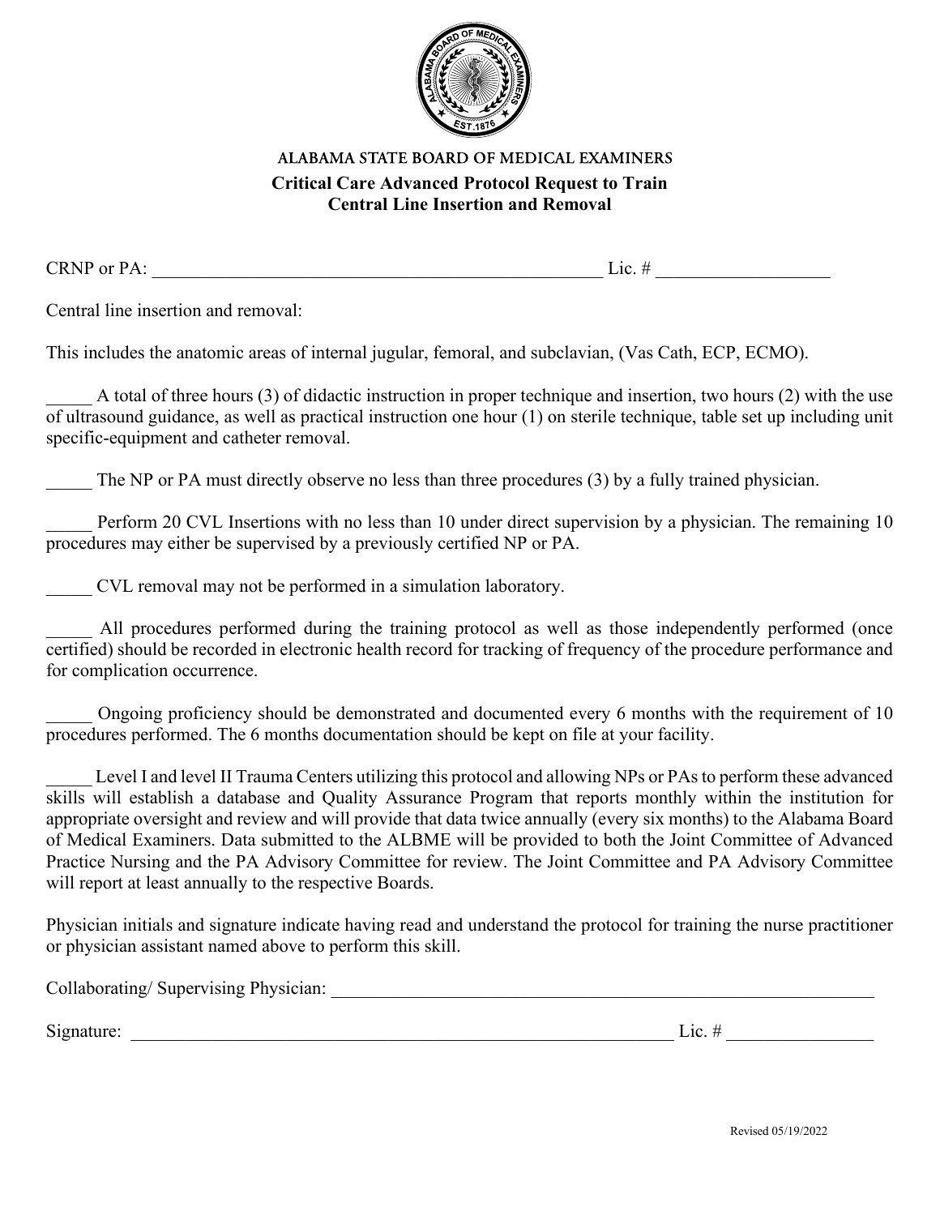# ALABAMA STATE BOARD OF MEDICAL EXAMINERS

## Critical Care Advanced Protocol Request to Train
## Central Line Insertion and Removal

CRNP or PA: ___________________________________________________ Lic. # __________________

Central line insertion and removal:

This includes the anatomic areas of internal jugular, femoral, and subclavian, (Vas Cath, ECP, ECMO).

_____ A total of three hours (3) of didactic instruction in proper technique and insertion, two hours (2) with the use of ultrasound guidance, as well as practical instruction one hour (1) on sterile technique, table set up including unit specific-equipment and catheter removal.

_____ The NP or PA must directly observe no less than three procedures (3) by a fully trained physician.

_____ Perform 20 CVL Insertions with no less than 10 under direct supervision by a physician. The remaining 10 procedures may either be supervised by a previously certified NP or PA.

_____ CVL removal may not be performed in a simulation laboratory.

_____ All procedures performed during the training protocol as well as those independently performed (once certified) should be recorded in electronic health record for tracking of frequency of the procedure performance and for complication occurrence.

_____ Ongoing proficiency should be demonstrated and documented every 6 months with the requirement of 10 procedures performed. The 6 months documentation should be kept on file at your facility.

_____ Level I and level II Trauma Centers utilizing this protocol and allowing NPs or PAs to perform these advanced skills will establish a database and Quality Assurance Program that reports monthly within the institution for appropriate oversight and review and will provide that data twice annually (every six months) to the Alabama Board of Medical Examiners. Data submitted to the ALBME will be provided to both the Joint Committee of Advanced Practice Nursing and the PA Advisory Committee for review. The Joint Committee and PA Advisory Committee will report at least annually to the respective Boards.

Physician initials and signature indicate having read and understand the protocol for training the nurse practitioner or physician assistant named above to perform this skill.

Collaborating/ Supervising Physician: ______________________________________________________________

Signature: ______________________________________________________________ Lic. # ________________

Revised 05/19/2022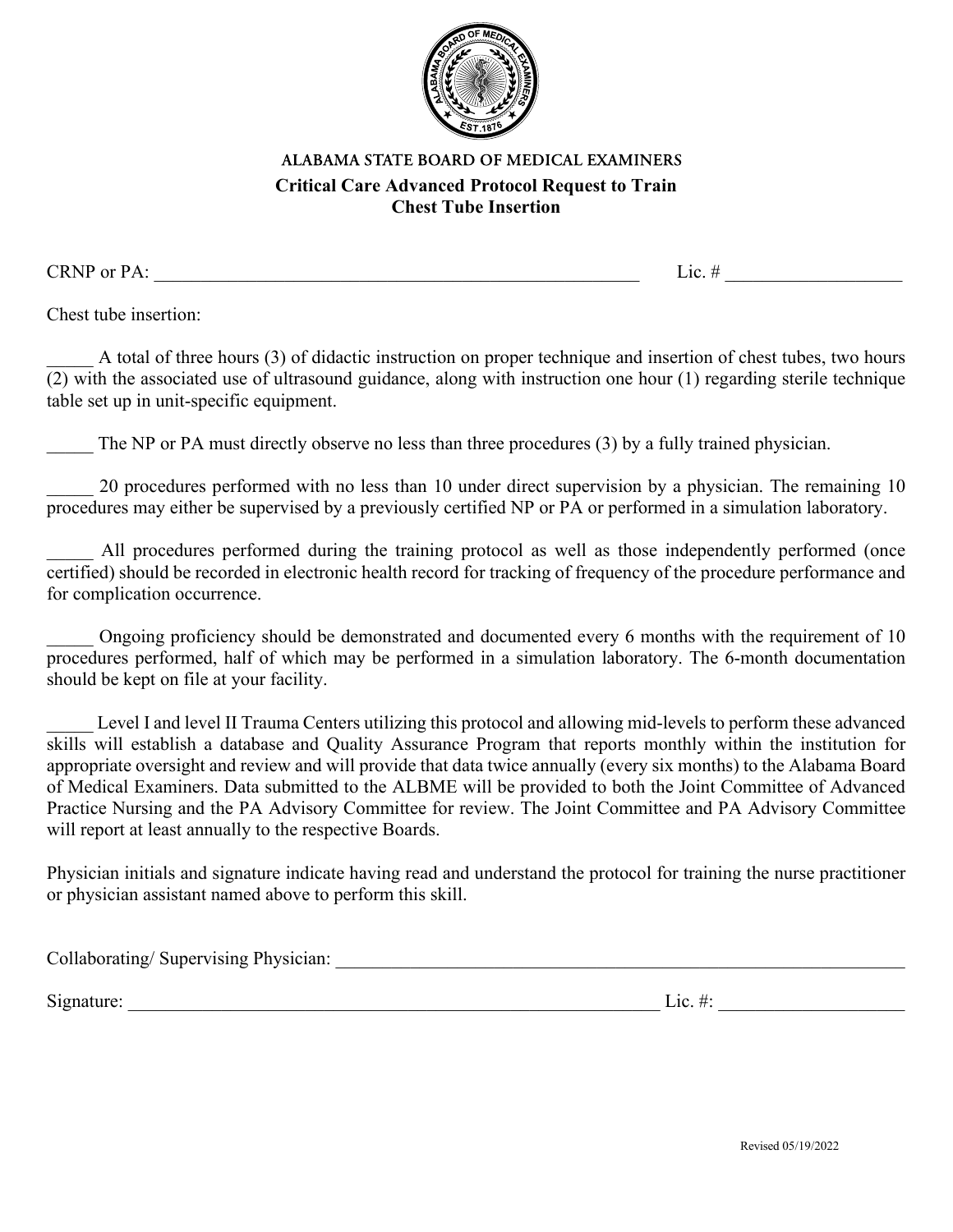ALABAMA STATE BOARD OF MEDICAL EXAMINERS

# Critical Care Advanced Protocol Request to Train
## Chest Tube Insertion

CRNP or PA: ________________________________________________________ Lic. # ___________________

Chest tube insertion:

_____ A total of three hours (3) of didactic instruction on proper technique and insertion of chest tubes, two hours (2) with the associated use of ultrasound guidance, along with instruction one hour (1) regarding sterile technique table set up in unit-specific equipment.

_____ The NP or PA must directly observe no less than three procedures (3) by a fully trained physician.

_____ 20 procedures performed with no less than 10 under direct supervision by a physician. The remaining 10 procedures may either be supervised by a previously certified NP or PA or performed in a simulation laboratory.

_____ All procedures performed during the training protocol as well as those independently performed (once certified) should be recorded in electronic health record for tracking of frequency of the procedure performance and for complication occurrence.

_____ Ongoing proficiency should be demonstrated and documented every 6 months with the requirement of 10 procedures performed, half of which may be performed in a simulation laboratory. The 6-month documentation should be kept on file at your facility.

_____ Level I and level II Trauma Centers utilizing this protocol and allowing mid-levels to perform these advanced skills will establish a database and Quality Assurance Program that reports monthly within the institution for appropriate oversight and review and will provide that data twice annually (every six months) to the Alabama Board of Medical Examiners. Data submitted to the ALBME will be provided to both the Joint Committee of Advanced Practice Nursing and the PA Advisory Committee for review. The Joint Committee and PA Advisory Committee will report at least annually to the respective Boards.

Physician initials and signature indicate having read and understand the protocol for training the nurse practitioner or physician assistant named above to perform this skill.

Collaborating/ Supervising Physician: _________________________________________________________________

Signature: ____________________________________________________________ Lic. #: ___________________

Revised 05/19/2022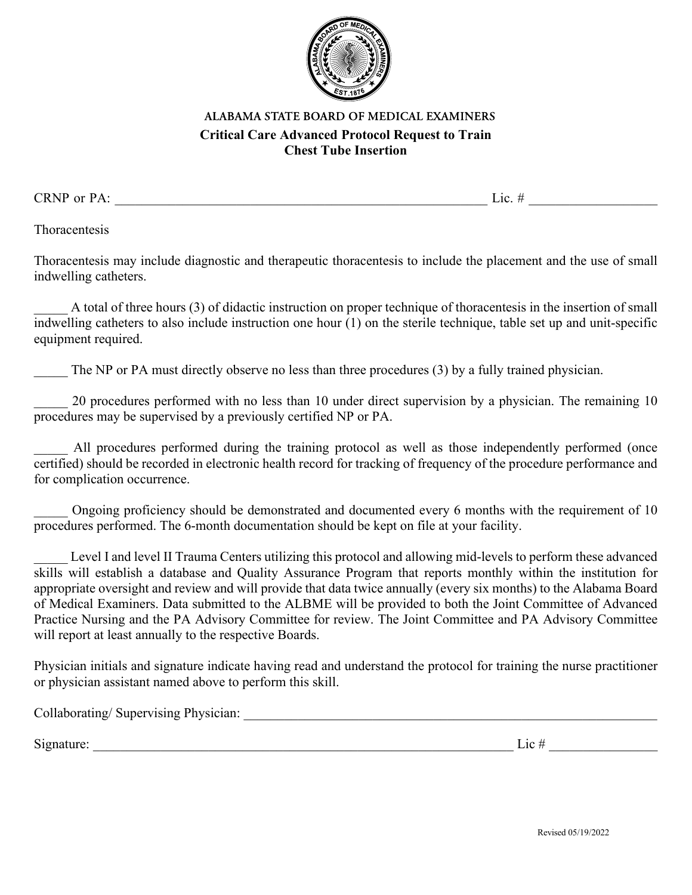# ALABAMA STATE BOARD OF MEDICAL EXAMINERS

## Critical Care Advanced Protocol Request to Train
## Chest Tube Insertion

CRNP or PA: ___________________________________________________________ Lic. # ___________________

Thoracentesis

Thoracentesis may include diagnostic and therapeutic thoracentesis to include the placement and the use of small indwelling catheters.

_____ A total of three hours (3) of didactic instruction on proper technique of thoracentesis in the insertion of small indwelling catheters to also include instruction one hour (1) on the sterile technique, table set up and unit-specific equipment required.

_____ The NP or PA must directly observe no less than three procedures (3) by a fully trained physician.

_____ 20 procedures performed with no less than 10 under direct supervision by a physician. The remaining 10 procedures may be supervised by a previously certified NP or PA.

_____ All procedures performed during the training protocol as well as those independently performed (once certified) should be recorded in electronic health record for tracking of frequency of the procedure performance and for complication occurrence.

_____ Ongoing proficiency should be demonstrated and documented every 6 months with the requirement of 10 procedures performed. The 6-month documentation should be kept on file at your facility.

_____ Level I and level II Trauma Centers utilizing this protocol and allowing mid-levels to perform these advanced skills will establish a database and Quality Assurance Program that reports monthly within the institution for appropriate oversight and review and will provide that data twice annually (every six months) to the Alabama Board of Medical Examiners. Data submitted to the ALBME will be provided to both the Joint Committee of Advanced Practice Nursing and the PA Advisory Committee for review. The Joint Committee and PA Advisory Committee will report at least annually to the respective Boards.

Physician initials and signature indicate having read and understand the protocol for training the nurse practitioner or physician assistant named above to perform this skill.

Collaborating/ Supervising Physician: _______________________________________________________________

Signature: _______________________________________________________________ Lic # ________________

Revised 05/19/2022